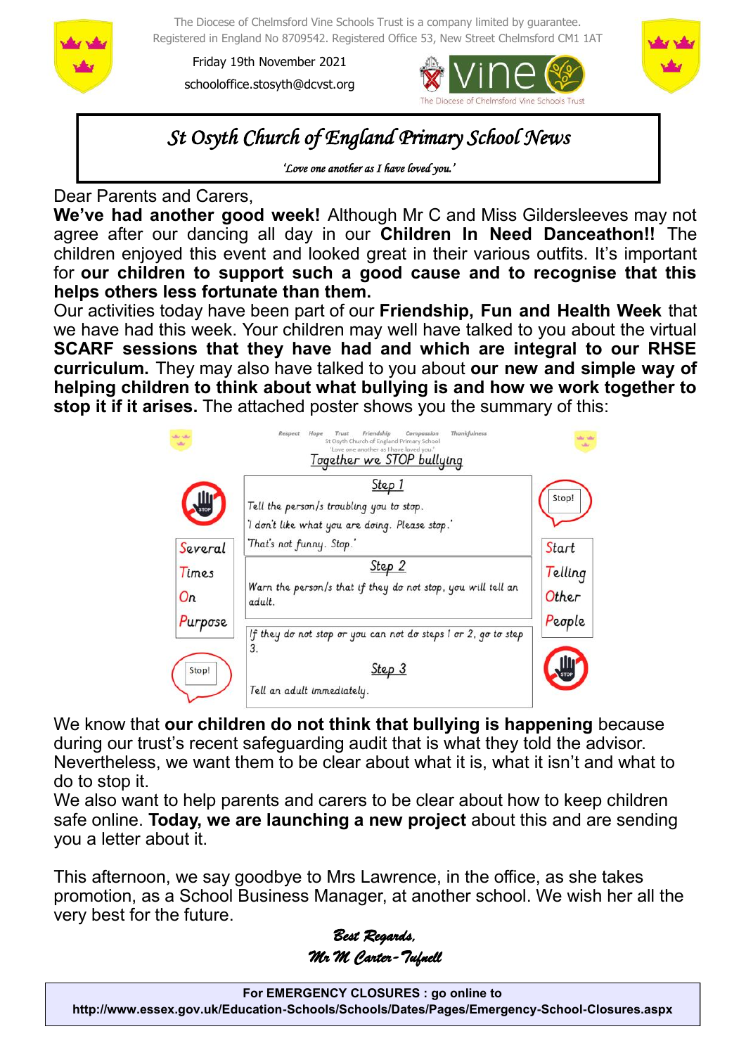The Diocese of Chelmsford Vine Schools Trust is a company limited by guarantee.
Registered in England No 8709542. Registered Office 53, New Street Chelmsford CM1 1AT

Friday 19th November 2021

schooloffice.stosyth@dcvst.org

# *St Osyth Church of England Primary School News*

*'Love one another as I have loved you.'*

Dear Parents and Carers,

**We've had another good week!** Although Mr C and Miss Gildersleeves may not agree after our dancing all day in our **Children In Need Danceathon!!** The children enjoyed this event and looked great in their various outfits. It's important for **our children to support such a good cause and to recognise that this helps others less fortunate than them.**

Our activities today have been part of our **Friendship, Fun and Health Week** that we have had this week. Your children may well have talked to you about the virtual **SCARF sessions that they have had and which are integral to our RHSE curriculum.** They may also have talked to you about **our new and simple way of helping children to think about what bullying is and how we work together to stop it if it arises.** The attached poster shows you the summary of this:

Respect Hope Trust Friendship Compassion Thankfulness
St Osyth Church of England Primary School
'Love one another as I have loved you.'

## Together we STOP bullying

| | | |
|---|---|---|
| Several<br>Times<br>On<br>Purpose | **Step 1**<br>Tell the person/s troubling you to stop.<br>'I don't like what you are doing. Please stop.'<br>'That's not funny. Stop.' | Start<br>Telling<br>Other<br>People |
| | **Step 2**<br>Warn the person/s that if they do not stop, you will tell an adult. | |
| | If they do not stop or you can not do steps 1 or 2, go to step 3.<br>**Step 3**<br>Tell an adult immediately. | |

We know that **our children do not think that bullying is happening** because during our trust's recent safeguarding audit that is what they told the advisor. Nevertheless, we want them to be clear about what it is, what it isn't and what to do to stop it.

We also want to help parents and carers to be clear about how to keep children safe online. **Today, we are launching a new project** about this and are sending you a letter about it.

This afternoon, we say goodbye to Mrs Lawrence, in the office, as she takes promotion, as a School Business Manager, at another school. We wish her all the very best for the future.

*Best Regards,*
*Mr M Carter-Tufnell*

**For EMERGENCY CLOSURES : go online to**
**http://www.essex.gov.uk/Education-Schools/Schools/Dates/Pages/Emergency-School-Closures.aspx**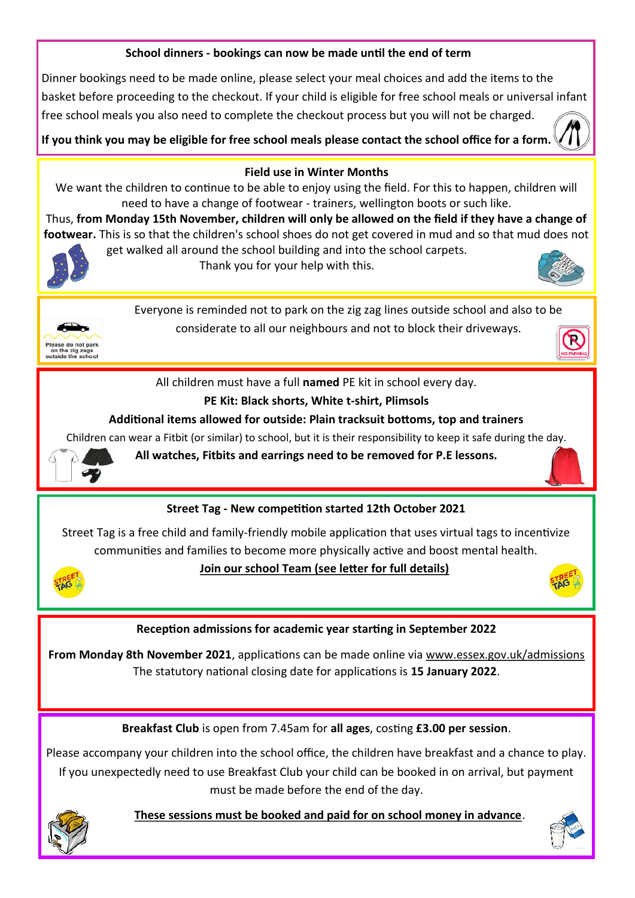**School dinners - bookings can now be made until the end of term**

Dinner bookings need to be made online, please select your meal choices and add the items to the basket before proceeding to the checkout. If your child is eligible for free school meals or universal infant free school meals you also need to complete the checkout process but you will not be charged.

**If you think you may be eligible for free school meals please contact the school office for a form.**

**Field use in Winter Months**

We want the children to continue to be able to enjoy using the field. For this to happen, children will need to have a change of footwear - trainers, wellington boots or such like.

Thus, **from Monday 15th November, children will only be allowed on the field if they have a change of footwear.** This is so that the children's school shoes do not get covered in mud and so that mud does not get walked all around the school building and into the school carpets.

Thank you for your help with this.

Everyone is reminded not to park on the zig zag lines outside school and also to be considerate to all our neighbours and not to block their driveways.

Please do not park on the zig zags outside the school

NO PARKING

All children must have a full **named** PE kit in school every day.

**PE Kit: Black shorts, White t-shirt, Plimsols**

**Additional items allowed for outside: Plain tracksuit bottoms, top and trainers**

Children can wear a Fitbit (or similar) to school, but it is their responsibility to keep it safe during the day.

**All watches, Fitbits and earrings need to be removed for P.E lessons.**

**Street Tag - New competition started 12th October 2021**

Street Tag is a free child and family-friendly mobile application that uses virtual tags to incentivize communities and families to become more physically active and boost mental health.

**Join our school Team (see letter for full details)**

**Reception admissions for academic year starting in September 2022**

**From Monday 8th November 2021**, applications can be made online via www.essex.gov.uk/admissions

The statutory national closing date for applications is **15 January 2022**.

**Breakfast Club** is open from 7.45am for **all ages**, costing **£3.00 per session**.

Please accompany your children into the school office, the children have breakfast and a chance to play. If you unexpectedly need to use Breakfast Club your child can be booked in on arrival, but payment must be made before the end of the day.

**These sessions must be booked and paid for on school money in advance**.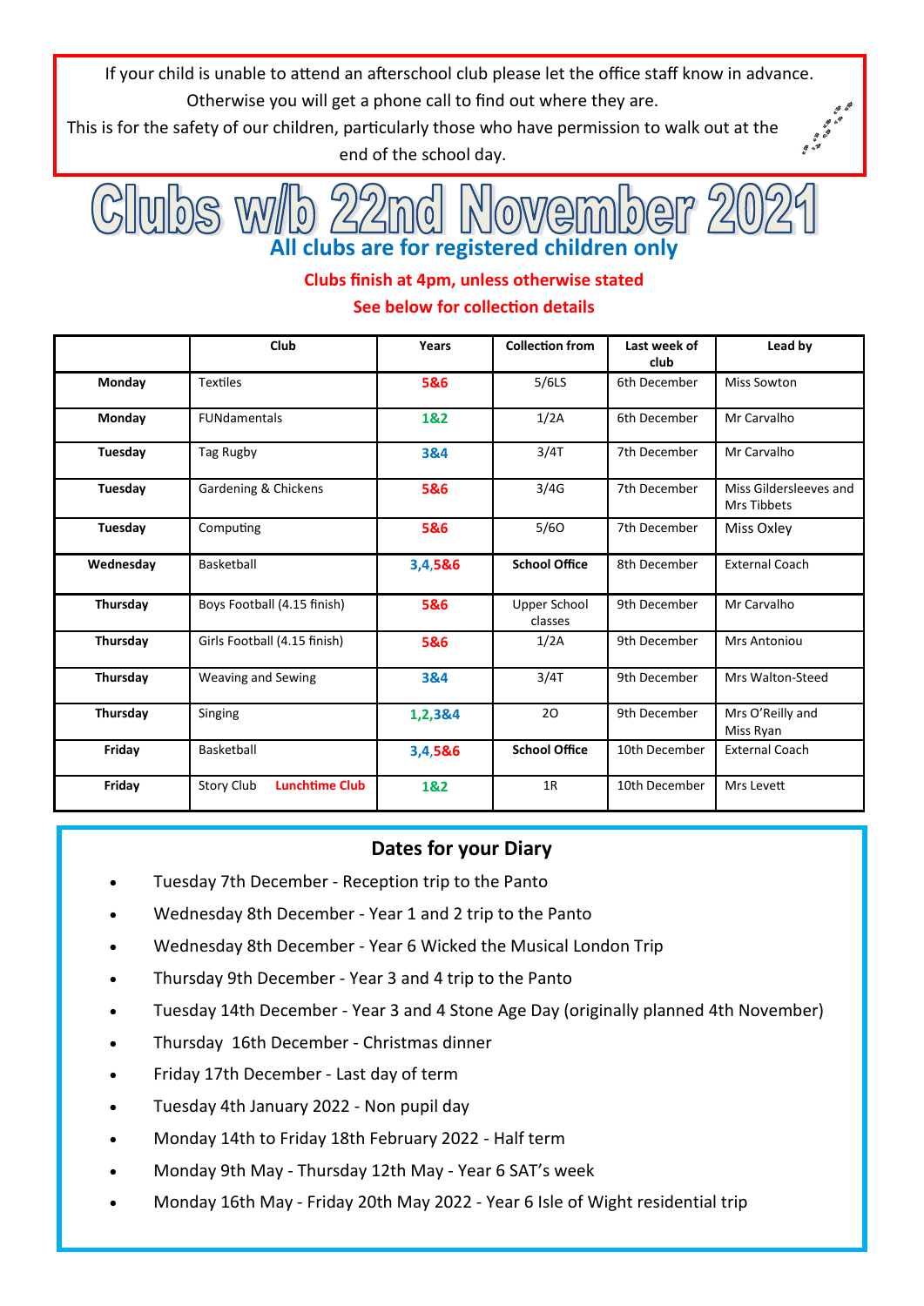If your child is unable to attend an afterschool club please let the office staff know in advance. Otherwise you will get a phone call to find out where they are.
This is for the safety of our children, particularly those who have permission to walk out at the end of the school day.

# Clubs w/b 22nd November 2021

## All clubs are for registered children only

**Clubs finish at 4pm, unless otherwise stated**

**See below for collection details**

| | Club | Years | Collection from | Last week of club | Lead by |
|---|---|---|---|---|---|
| **Monday** | Textiles | **5&6** | 5/6LS | 6th December | Miss Sowton |
| **Monday** | FUNdamentals | **1&2** | 1/2A | 6th December | Mr Carvalho |
| **Tuesday** | Tag Rugby | **3&4** | 3/4T | 7th December | Mr Carvalho |
| **Tuesday** | Gardening & Chickens | **5&6** | 3/4G | 7th December | Miss Gildersleeves and Mrs Tibbets |
| **Tuesday** | Computing | **5&6** | 5/6O | 7th December | Miss Oxley |
| **Wednesday** | Basketball | **3,4,5&6** | **School Office** | 8th December | External Coach |
| **Thursday** | Boys Football (4.15 finish) | **5&6** | Upper School classes | 9th December | Mr Carvalho |
| **Thursday** | Girls Football (4.15 finish) | **5&6** | 1/2A | 9th December | Mrs Antoniou |
| **Thursday** | Weaving and Sewing | **3&4** | 3/4T | 9th December | Mrs Walton-Steed |
| **Thursday** | Singing | **1,2,3&4** | 2O | 9th December | Mrs O'Reilly and Miss Ryan |
| **Friday** | Basketball | **3,4,5&6** | **School Office** | 10th December | External Coach |
| **Friday** | Story Club **Lunchtime Club** | **1&2** | 1R | 10th December | Mrs Levett |

## Dates for your Diary

- Tuesday 7th December - Reception trip to the Panto
- Wednesday 8th December - Year 1 and 2 trip to the Panto
- Wednesday 8th December - Year 6 Wicked the Musical London Trip
- Thursday 9th December - Year 3 and 4 trip to the Panto
- Tuesday 14th December - Year 3 and 4 Stone Age Day (originally planned 4th November)
- Thursday 16th December - Christmas dinner
- Friday 17th December - Last day of term
- Tuesday 4th January 2022 - Non pupil day
- Monday 14th to Friday 18th February 2022 - Half term
- Monday 9th May - Thursday 12th May - Year 6 SAT's week
- Monday 16th May - Friday 20th May 2022 - Year 6 Isle of Wight residential trip